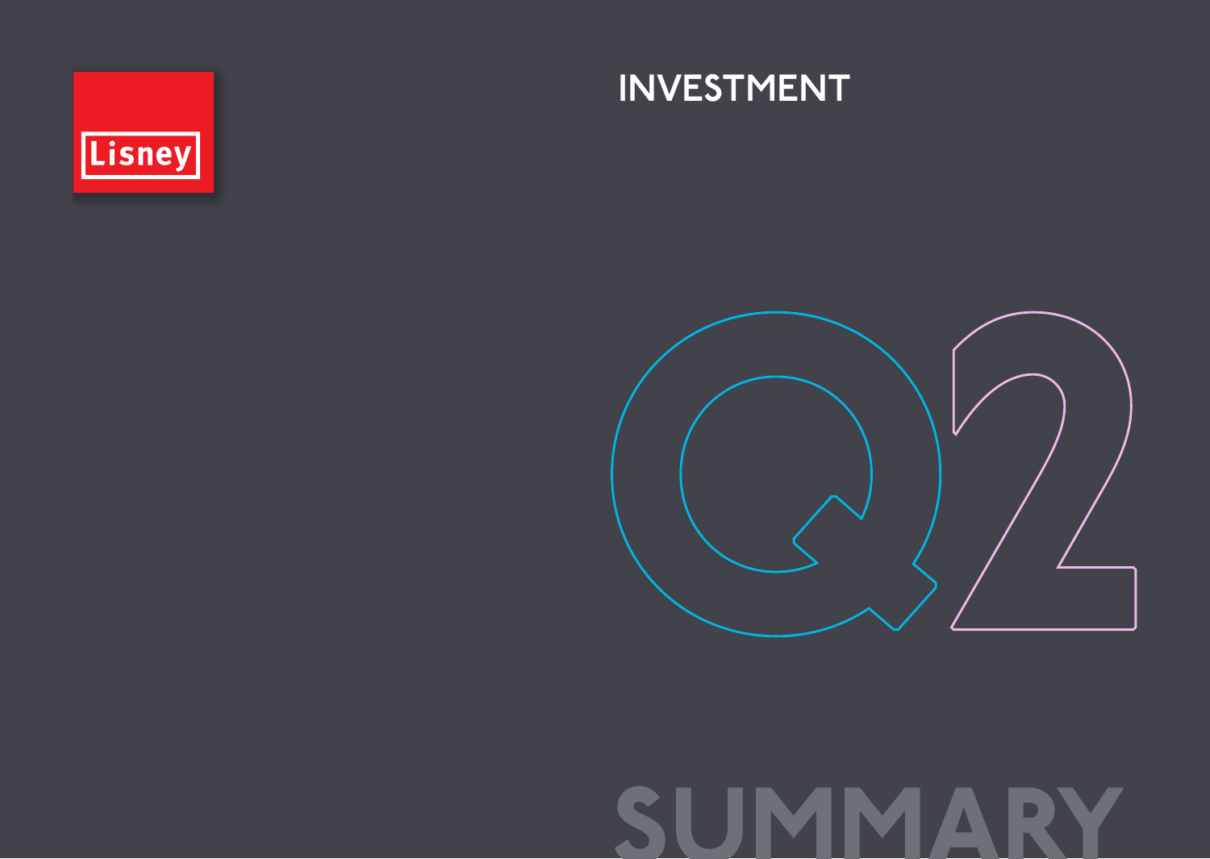Lisney

# INVESTMENT

# Q2

# SUMMARY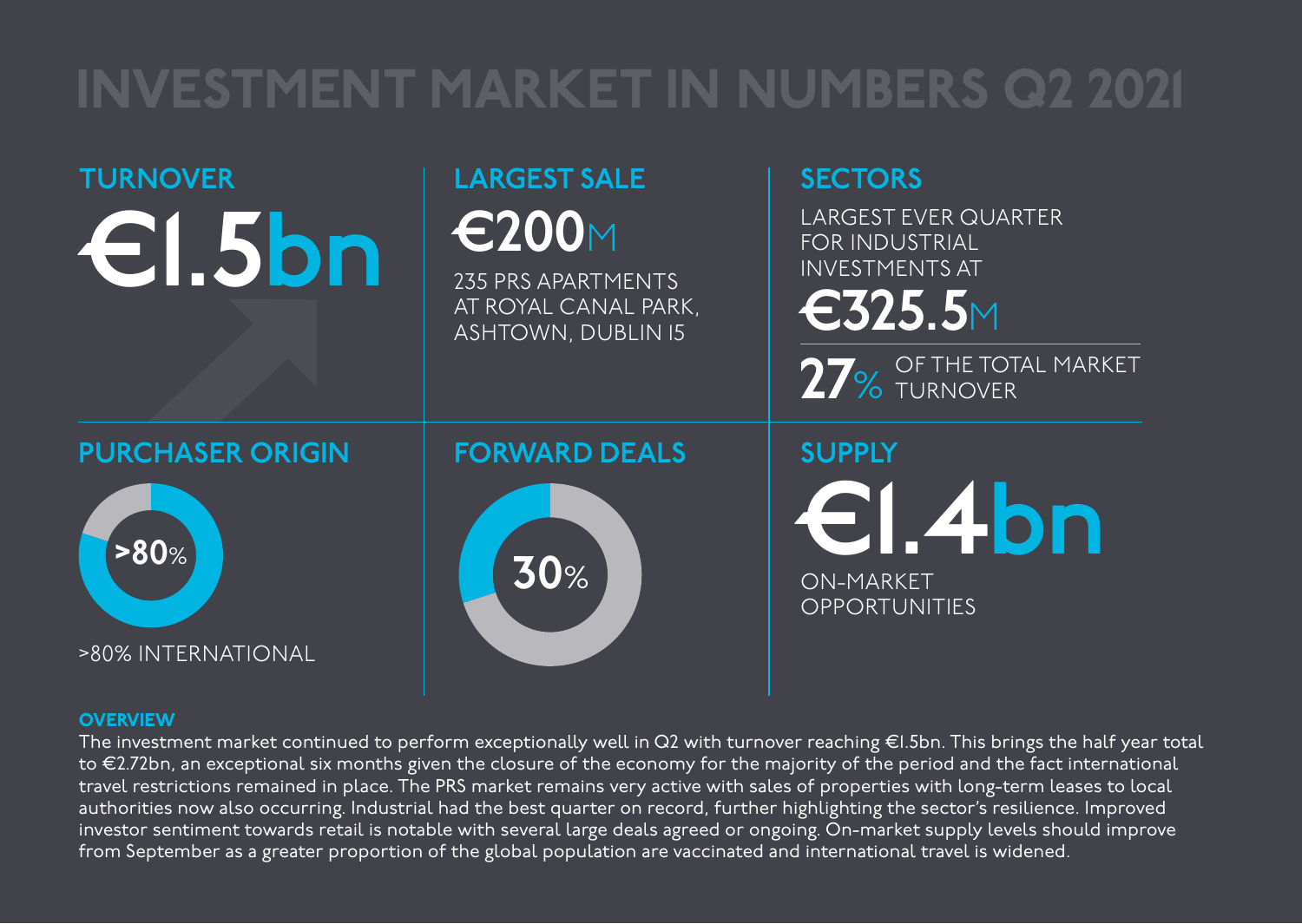# INVESTMENT MARKET IN NUMBERS Q2 2021

## TURNOVER

€1.5bn

## LARGEST SALE

€200M

235 PRS APARTMENTS AT ROYAL CANAL PARK, ASHTOWN, DUBLIN 15

## SECTORS

LARGEST EVER QUARTER FOR INDUSTRIAL INVESTMENTS AT

€325.5M

27% OF THE TOTAL MARKET TURNOVER

## PURCHASER ORIGIN

>80%

>80% INTERNATIONAL

## FORWARD DEALS

30%

## SUPPLY

€1.4bn

ON-MARKET OPPORTUNITIES

### OVERVIEW

The investment market continued to perform exceptionally well in Q2 with turnover reaching €1.5bn. This brings the half year total to €2.72bn, an exceptional six months given the closure of the economy for the majority of the period and the fact international travel restrictions remained in place. The PRS market remains very active with sales of properties with long-term leases to local authorities now also occurring. Industrial had the best quarter on record, further highlighting the sector's resilience. Improved investor sentiment towards retail is notable with several large deals agreed or ongoing. On-market supply levels should improve from September as a greater proportion of the global population are vaccinated and international travel is widened.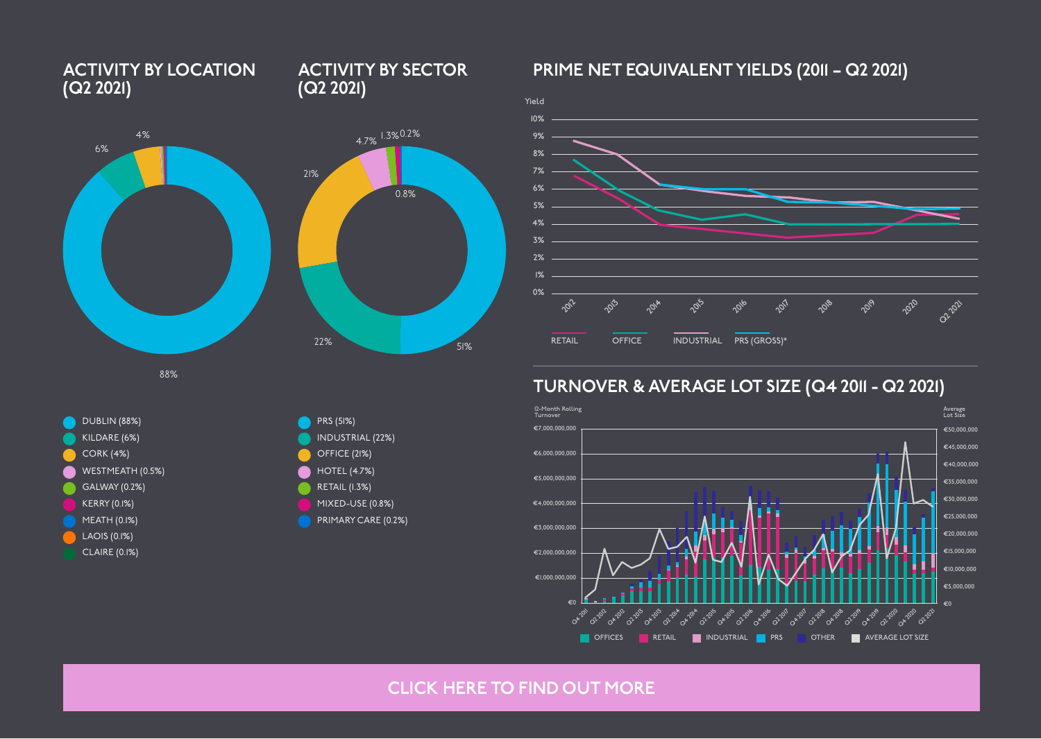## ACTIVITY BY LOCATION (Q2 2021)

88%

6%

4%

- DUBLIN (88%)
- KILDARE (6%)
- CORK (4%)
- WESTMEATH (0.5%)
- GALWAY (0.2%)
- KERRY (0.1%)
- MEATH (0.1%)
- LAOIS (0.1%)
- CLAIRE (0.1%)

## ACTIVITY BY SECTOR (Q2 2021)

51%

22%

21%

4.7%

1.3%

0.2%

0.8%

- PRS (51%)
- INDUSTRIAL (22%)
- OFFICE (21%)
- HOTEL (4.7%)
- RETAIL (1.3%)
- MIXED-USE (0.8%)
- PRIMARY CARE (0.2%)

## PRIME NET EQUIVALENT YIELDS (2011 – Q2 2021)

Yield

10%, 9%, 8%, 7%, 6%, 5%, 4%, 3%, 2%, 1%, 0%

2012, 2013, 2014, 2015, 2016, 2017, 2018, 2019, 2020, Q2 2021

RETAIL, OFFICE, INDUSTRIAL, PRS (GROSS)*

## TURNOVER & AVERAGE LOT SIZE (Q4 2011 - Q2 2021)

12-Month Rolling Turnover

€7,000,000,000, €6,000,000,000, €5,000,000,000, €4,000,000,000, €3,000,000,000, €2,000,000,000, €1,000,000,000, €0

Average Lot Size

€50,000,000, €45,000,000, €40,000,000, €35,000,000, €30,000,000, €25,000,000, €20,000,000, €15,000,000, €10,000,000, €5,000,000, €0

Q4 2011, Q2 2012, Q4 2012, Q2 2013, Q4 2013, Q2 2014, Q4 2014, Q2 2015, Q4 2015, Q2 2016, Q4 2016, Q2 2017, Q4 2017, Q2 2018, Q4 2018, Q2 2019, Q4 2019, Q2 2020, Q4 2020, Q2 2021

OFFICES, RETAIL, INDUSTRIAL, PRS, OTHER, AVERAGE LOT SIZE

CLICK HERE TO FIND OUT MORE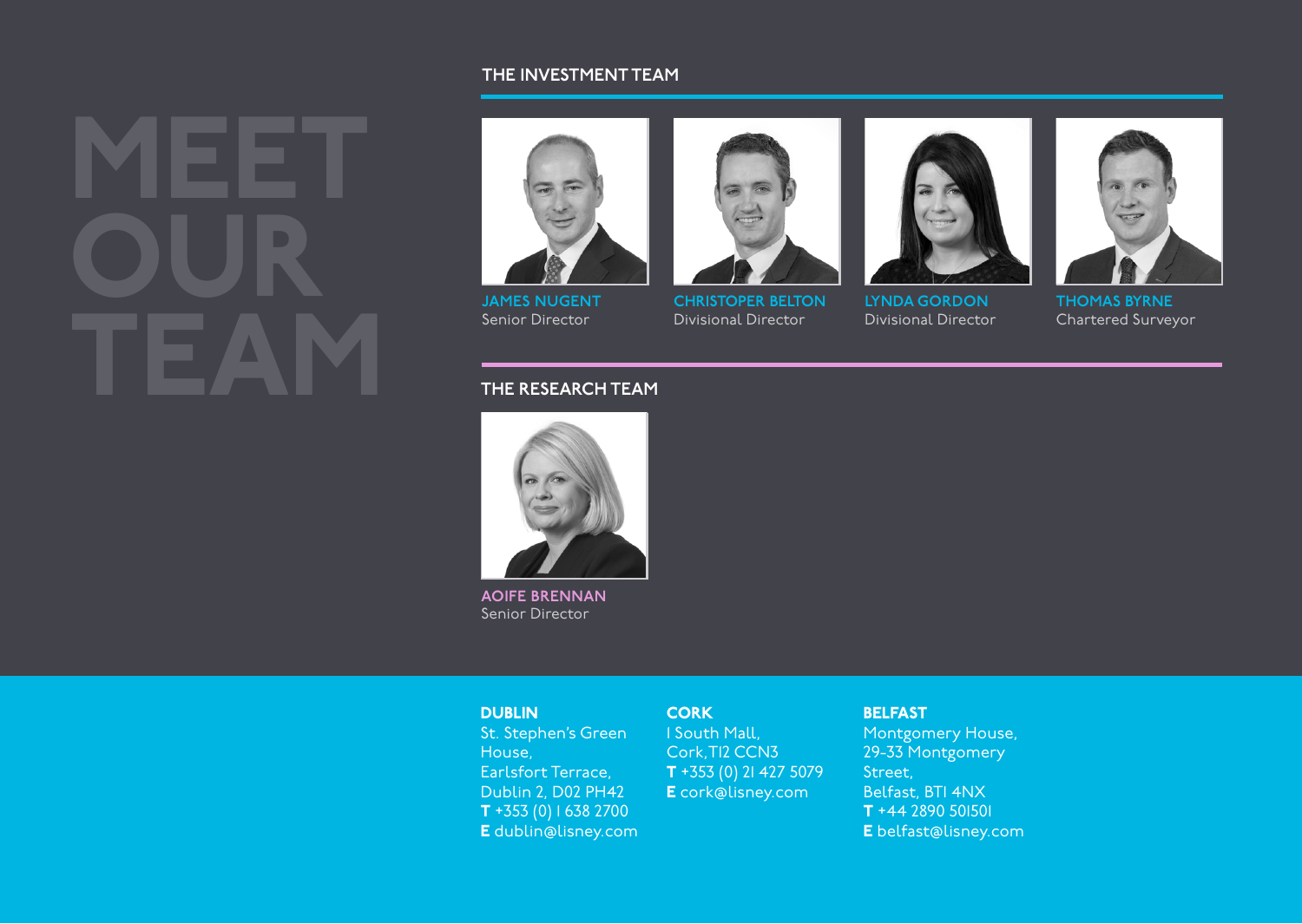# MEET OUR TEAM

## THE INVESTMENT TEAM

**JAMES NUGENT**
Senior Director

**CHRISTOPER BELTON**
Divisional Director

**LYNDA GORDON**
Divisional Director

**THOMAS BYRNE**
Chartered Surveyor

## THE RESEARCH TEAM

**AOIFE BRENNAN**
Senior Director

**DUBLIN**
St. Stephen's Green House,
Earlsfort Terrace,
Dublin 2, D02 PH42
**T** +353 (0) 1 638 2700
**E** dublin@lisney.com

**CORK**
1 South Mall,
Cork, T12 CCN3
**T** +353 (0) 21 427 5079
**E** cork@lisney.com

**BELFAST**
Montgomery House,
29-33 Montgomery Street,
Belfast, BT1 4NX
**T** +44 2890 501501
**E** belfast@lisney.com